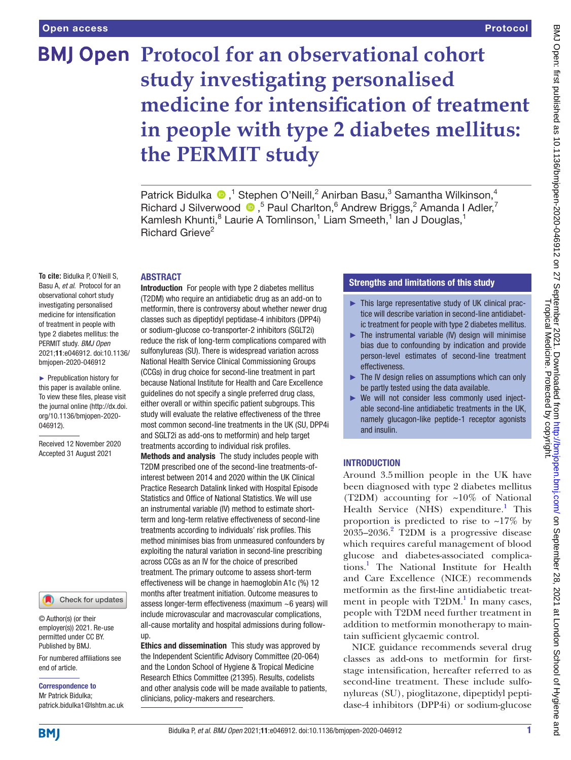# Protocol for an observational cohort study investigating personalised medicine for intensification of treatment in people with type 2 diabetes mellitus: the PERMIT study

Patrick Bidulka,[1] Stephen O'Neill,[2] Anirban Basu,[3] Samantha Wilkinson,[4] Richard J Silverwood,[5] Paul Charlton,[6] Andrew Briggs,[2] Amanda I Adler,[7] Kamlesh Khunti,[8] Laurie A Tomlinson,[1] Liam Smeeth,[1] Ian J Douglas,[1] Richard Grieve[2]

**To cite:** Bidulka P, O'Neill S, Basu A, *et al.* Protocol for an observational cohort study investigating personalised medicine for intensification of treatment in people with type 2 diabetes mellitus: the PERMIT study. *BMJ Open* 2021;**11**:e046912. doi:10.1136/bmjopen-2020-046912

► Prepublication history for this paper is available online. To view these files, please visit the journal online (http://dx.doi.org/10.1136/bmjopen-2020-046912).

Received 12 November 2020
Accepted 31 August 2021

© Author(s) (or their employer(s)) 2021. Re-use permitted under CC BY. Published by BMJ.

For numbered affiliations see end of article.

**Correspondence to**
Mr Patrick Bidulka; patrick.bidulka1@lshtm.ac.uk

## ABSTRACT

**Introduction** For people with type 2 diabetes mellitus (T2DM) who require an antidiabetic drug as an add-on to metformin, there is controversy about whether newer drug classes such as dipeptidyl peptidase-4 inhibitors (DPP4i) or sodium-glucose co-transporter-2 inhibitors (SGLT2i) reduce the risk of long-term complications compared with sulfonylureas (SU). There is widespread variation across National Health Service Clinical Commissioning Groups (CCGs) in drug choice for second-line treatment in part because National Institute for Health and Care Excellence guidelines do not specify a single preferred drug class, either overall or within specific patient subgroups. This study will evaluate the relative effectiveness of the three most common second-line treatments in the UK (SU, DPP4i and SGLT2i as add-ons to metformin) and help target treatments according to individual risk profiles.

**Methods and analysis** The study includes people with T2DM prescribed one of the second-line treatments-of-interest between 2014 and 2020 within the UK Clinical Practice Research Datalink linked with Hospital Episode Statistics and Office of National Statistics. We will use an instrumental variable (IV) method to estimate short-term and long-term relative effectiveness of second-line treatments according to individuals' risk profiles. This method minimises bias from unmeasured confounders by exploiting the natural variation in second-line prescribing across CCGs as an IV for the choice of prescribed treatment. The primary outcome to assess short-term effectiveness will be change in haemoglobin A1c (%) 12 months after treatment initiation. Outcome measures to assess longer-term effectiveness (maximum ~6 years) will include microvascular and macrovascular complications, all-cause mortality and hospital admissions during follow-up.

**Ethics and dissemination** This study was approved by the Independent Scientific Advisory Committee (20-064) and the London School of Hygiene & Tropical Medicine Research Ethics Committee (21395). Results, codelists and other analysis code will be made available to patients, clinicians, policy-makers and researchers.

## Strengths and limitations of this study

- ► This large representative study of UK clinical practice will describe variation in second-line antidiabetic treatment for people with type 2 diabetes mellitus.
- ► The instrumental variable (IV) design will minimise bias due to confounding by indication and provide person-level estimates of second-line treatment effectiveness.
- ► The IV design relies on assumptions which can only be partly tested using the data available.
- ► We will not consider less commonly used injectable second-line antidiabetic treatments in the UK, namely glucagon-like peptide-1 receptor agonists and insulin.

## INTRODUCTION

Around 3.5 million people in the UK have been diagnosed with type 2 diabetes mellitus (T2DM) accounting for ~10% of National Health Service (NHS) expenditure.[1] This proportion is predicted to rise to ~17% by 2035–2036.[2] T2DM is a progressive disease which requires careful management of blood glucose and diabetes-associated complications.[1] The National Institute for Health and Care Excellence (NICE) recommends metformin as the first-line antidiabetic treatment in people with T2DM.[1] In many cases, people with T2DM need further treatment in addition to metformin monotherapy to maintain sufficient glycaemic control.

NICE guidance recommends several drug classes as add-ons to metformin for first-stage intensification, hereafter referred to as second-line treatment. These include sulfonylureas (SU), pioglitazone, dipeptidyl peptidase-4 inhibitors (DPP4i) or sodium-glucose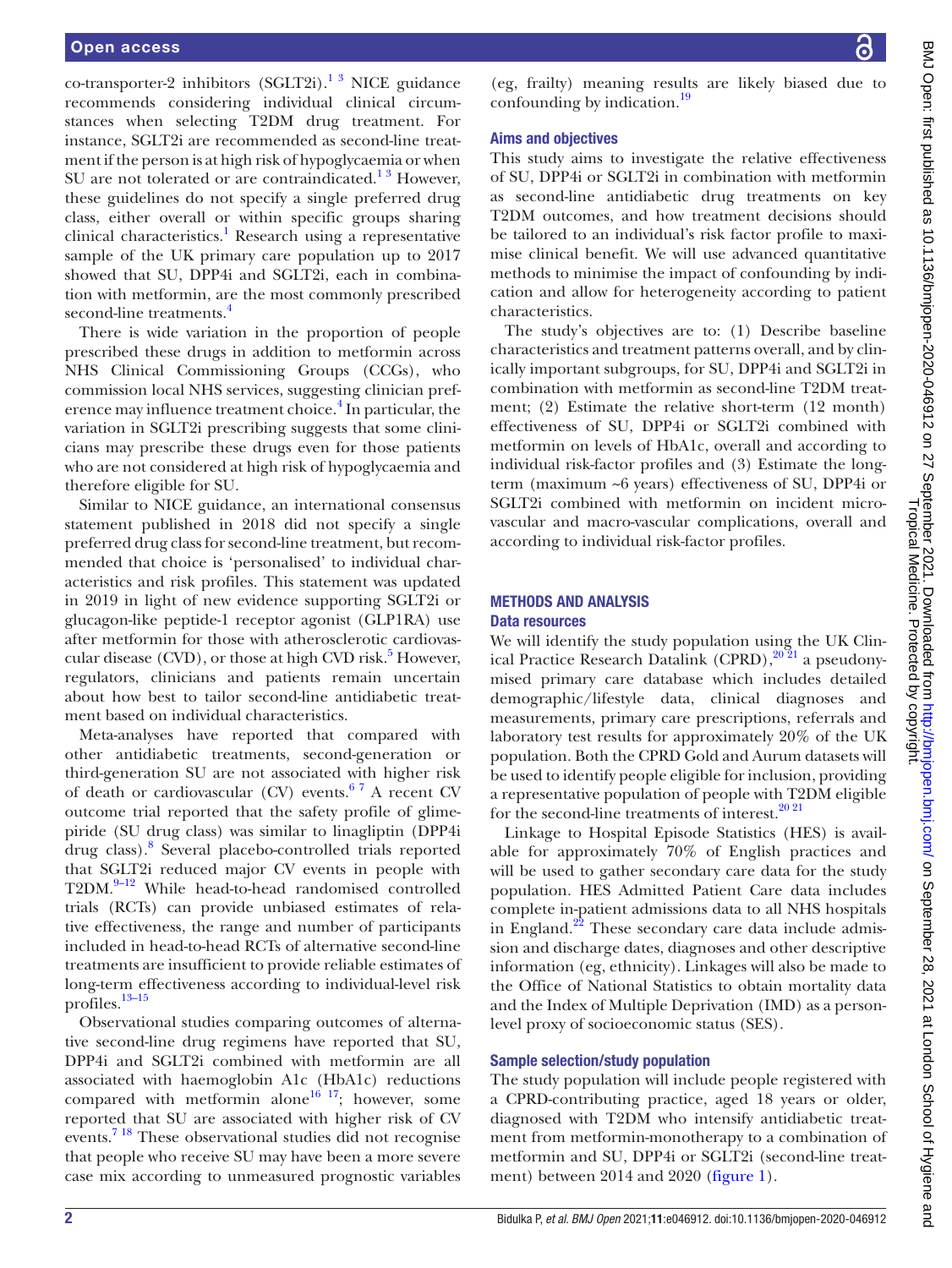co-transporter-2 inhibitors (SGLT2i).[1 3] NICE guidance recommends considering individual clinical circumstances when selecting T2DM drug treatment. For instance, SGLT2i are recommended as second-line treatment if the person is at high risk of hypoglycaemia or when SU are not tolerated or are contraindicated.[1 3] However, these guidelines do not specify a single preferred drug class, either overall or within specific groups sharing clinical characteristics.[1] Research using a representative sample of the UK primary care population up to 2017 showed that SU, DPP4i and SGLT2i, each in combination with metformin, are the most commonly prescribed second-line treatments.[4]

There is wide variation in the proportion of people prescribed these drugs in addition to metformin across NHS Clinical Commissioning Groups (CCGs), who commission local NHS services, suggesting clinician preference may influence treatment choice.[4] In particular, the variation in SGLT2i prescribing suggests that some clinicians may prescribe these drugs even for those patients who are not considered at high risk of hypoglycaemia and therefore eligible for SU.

Similar to NICE guidance, an international consensus statement published in 2018 did not specify a single preferred drug class for second-line treatment, but recommended that choice is 'personalised' to individual characteristics and risk profiles. This statement was updated in 2019 in light of new evidence supporting SGLT2i or glucagon-like peptide-1 receptor agonist (GLP1RA) use after metformin for those with atherosclerotic cardiovascular disease (CVD), or those at high CVD risk.[5] However, regulators, clinicians and patients remain uncertain about how best to tailor second-line antidiabetic treatment based on individual characteristics.

Meta-analyses have reported that compared with other antidiabetic treatments, second-generation or third-generation SU are not associated with higher risk of death or cardiovascular (CV) events.[6 7] A recent CV outcome trial reported that the safety profile of glimepiride (SU drug class) was similar to linagliptin (DPP4i drug class).[8] Several placebo-controlled trials reported that SGLT2i reduced major CV events in people with T2DM.[9–12] While head-to-head randomised controlled trials (RCTs) can provide unbiased estimates of relative effectiveness, the range and number of participants included in head-to-head RCTs of alternative second-line treatments are insufficient to provide reliable estimates of long-term effectiveness according to individual-level risk profiles.[13–15]

Observational studies comparing outcomes of alternative second-line drug regimens have reported that SU, DPP4i and SGLT2i combined with metformin are all associated with haemoglobin A1c (HbA1c) reductions compared with metformin alone[16 17]; however, some reported that SU are associated with higher risk of CV events.[7 18] These observational studies did not recognise that people who receive SU may have been a more severe case mix according to unmeasured prognostic variables (eg, frailty) meaning results are likely biased due to confounding by indication.[19]

## Aims and objectives

This study aims to investigate the relative effectiveness of SU, DPP4i or SGLT2i in combination with metformin as second-line antidiabetic drug treatments on key T2DM outcomes, and how treatment decisions should be tailored to an individual's risk factor profile to maximise clinical benefit. We will use advanced quantitative methods to minimise the impact of confounding by indication and allow for heterogeneity according to patient characteristics.

The study's objectives are to: (1) Describe baseline characteristics and treatment patterns overall, and by clinically important subgroups, for SU, DPP4i and SGLT2i in combination with metformin as second-line T2DM treatment; (2) Estimate the relative short-term (12 month) effectiveness of SU, DPP4i or SGLT2i combined with metformin on levels of HbA1c, overall and according to individual risk-factor profiles and (3) Estimate the long-term (maximum ~6 years) effectiveness of SU, DPP4i or SGLT2i combined with metformin on incident micro-vascular and macro-vascular complications, overall and according to individual risk-factor profiles.

# METHODS AND ANALYSIS

## Data resources

We will identify the study population using the UK Clinical Practice Research Datalink (CPRD),[20 21] a pseudonymised primary care database which includes detailed demographic/lifestyle data, clinical diagnoses and measurements, primary care prescriptions, referrals and laboratory test results for approximately 20% of the UK population. Both the CPRD Gold and Aurum datasets will be used to identify people eligible for inclusion, providing a representative population of people with T2DM eligible for the second-line treatments of interest.[20 21]

Linkage to Hospital Episode Statistics (HES) is available for approximately 70% of English practices and will be used to gather secondary care data for the study population. HES Admitted Patient Care data includes complete in-patient admissions data to all NHS hospitals in England.[22] These secondary care data include admission and discharge dates, diagnoses and other descriptive information (eg, ethnicity). Linkages will also be made to the Office of National Statistics to obtain mortality data and the Index of Multiple Deprivation (IMD) as a person-level proxy of socioeconomic status (SES).

## Sample selection/study population

The study population will include people registered with a CPRD-contributing practice, aged 18 years or older, diagnosed with T2DM who intensify antidiabetic treatment from metformin-monotherapy to a combination of metformin and SU, DPP4i or SGLT2i (second-line treatment) between 2014 and 2020 (figure 1).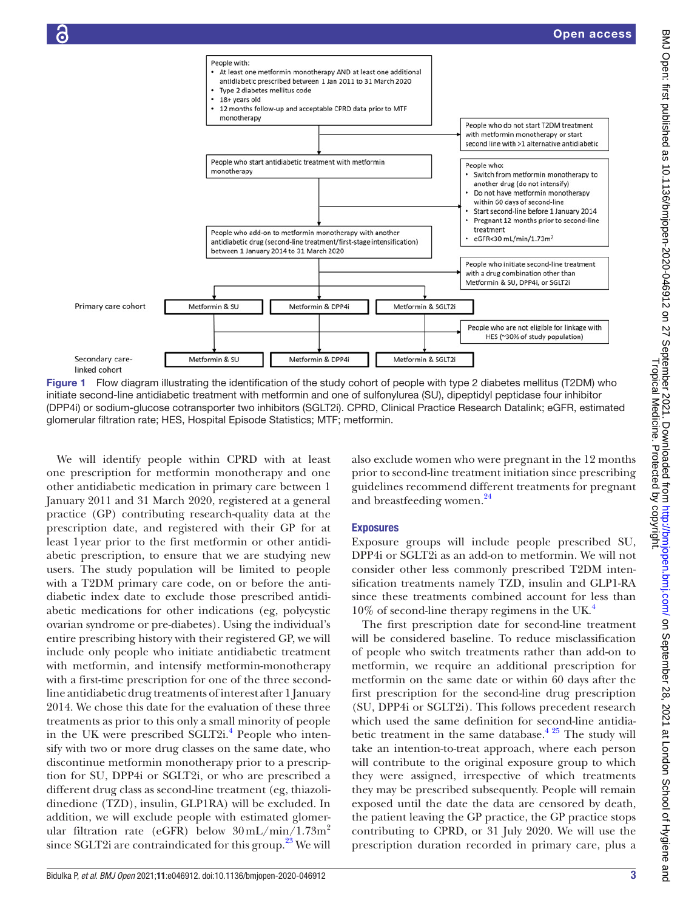People with:
- At least one metformin monotherapy AND at least one additional antidiabetic prescribed between 1 Jan 2011 to 31 March 2020
- Type 2 diabetes mellitus code
- 18+ years old
- 12 months follow-up and acceptable CPRD data prior to MTF monotherapy

People who do not start T2DM treatment with metformin monotherapy or start second line with >1 alternative antidiabetic

People who start antidiabetic treatment with metformin monotherapy

People who:
- Switch from metformin monotherapy to another drug (do not intensify)
- Do not have metformin monotherapy within 60 days of second-line
- Start second-line before 1 January 2014
- Pregnant 12 months prior to second-line treatment
- eGFR<30 mL/min/1.73m$^2$

People who add-on to metformin monotherapy with another antidiabetic drug (second-line treatment/first-stage intensification) between 1 January 2014 to 31 March 2020

People who initiate second-line treatment with a drug combination other than Metformin & SU, DPP4i, or SGLT2i

Primary care cohort: Metformin & SU | Metformin & DPP4i | Metformin & SGLT2i

People who are not eligible for linkage with HES (~30% of study population)

Secondary care-linked cohort: Metformin & SU | Metformin & DPP4i | Metformin & SGLT2i

**Figure 1** Flow diagram illustrating the identification of the study cohort of people with type 2 diabetes mellitus (T2DM) who initiate second-line antidiabetic treatment with metformin and one of sulfonylurea (SU), dipeptidyl peptidase four inhibitor (DPP4i) or sodium-glucose cotransporter two inhibitors (SGLT2i). CPRD, Clinical Practice Research Datalink; eGFR, estimated glomerular filtration rate; HES, Hospital Episode Statistics; MTF; metformin.

We will identify people within CPRD with at least one prescription for metformin monotherapy and one other antidiabetic medication in primary care between 1 January 2011 and 31 March 2020, registered at a general practice (GP) contributing research-quality data at the prescription date, and registered with their GP for at least 1 year prior to the first metformin or other antidiabetic prescription, to ensure that we are studying new users. The study population will be limited to people with a T2DM primary care code, on or before the antidiabetic index date to exclude those prescribed antidiabetic medications for other indications (eg, polycystic ovarian syndrome or pre-diabetes). Using the individual's entire prescribing history with their registered GP, we will include only people who initiate antidiabetic treatment with metformin, and intensify metformin-monotherapy with a first-time prescription for one of the three second-line antidiabetic drug treatments of interest after 1 January 2014. We chose this date for the evaluation of these three treatments as prior to this only a small minority of people in the UK were prescribed SGLT2i.[4] People who intensify with two or more drug classes on the same date, who discontinue metformin monotherapy prior to a prescription for SU, DPP4i or SGLT2i, or who are prescribed a different drug class as second-line treatment (eg, thiazolidinedione (TZD), insulin, GLP1RA) will be excluded. In addition, we will exclude people with estimated glomerular filtration rate (eGFR) below 30 mL/min/1.73m$^2$ since SGLT2i are contraindicated for this group.[23] We will also exclude women who were pregnant in the 12 months prior to second-line treatment initiation since prescribing guidelines recommend different treatments for pregnant and breastfeeding women.[24]

## Exposures

Exposure groups will include people prescribed SU, DPP4i or SGLT2i as an add-on to metformin. We will not consider other less commonly prescribed T2DM intensification treatments namely TZD, insulin and GLP1-RA since these treatments combined account for less than 10% of second-line therapy regimens in the UK.[4]

The first prescription date for second-line treatment will be considered baseline. To reduce misclassification of people who switch treatments rather than add-on to metformin, we require an additional prescription for metformin on the same date or within 60 days after the first prescription for the second-line drug prescription (SU, DPP4i or SGLT2i). This follows precedent research which used the same definition for second-line antidiabetic treatment in the same database.[4,25] The study will take an intention-to-treat approach, where each person will contribute to the original exposure group to which they were assigned, irrespective of which treatments they may be prescribed subsequently. People will remain exposed until the date the data are censored by death, the patient leaving the GP practice, the GP practice stops contributing to CPRD, or 31 July 2020. We will use the prescription duration recorded in primary care, plus a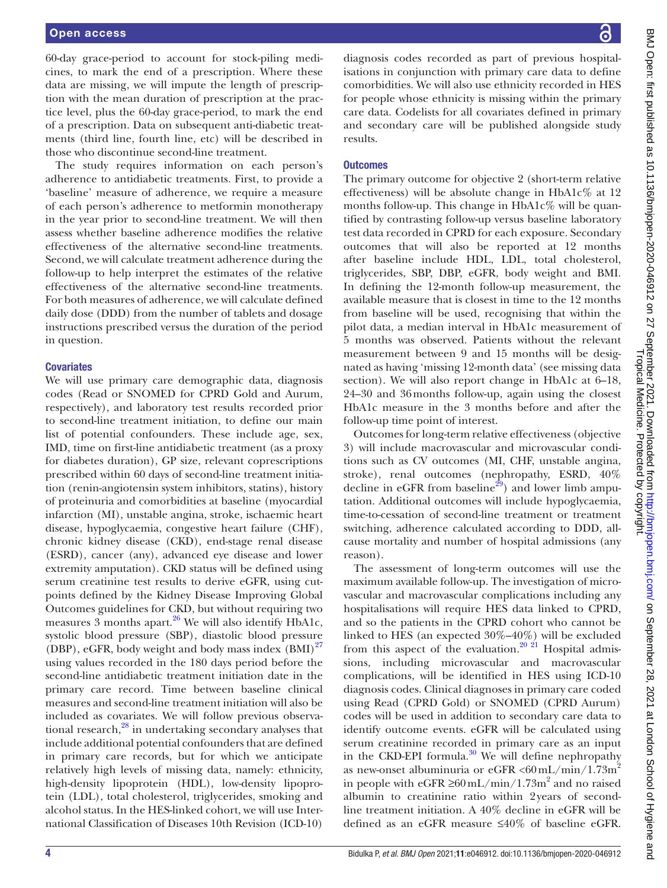60-day grace-period to account for stock-piling medicines, to mark the end of a prescription. Where these data are missing, we will impute the length of prescription with the mean duration of prescription at the practice level, plus the 60-day grace-period, to mark the end of a prescription. Data on subsequent anti-diabetic treatments (third line, fourth line, etc) will be described in those who discontinue second-line treatment.

The study requires information on each person's adherence to antidiabetic treatments. First, to provide a 'baseline' measure of adherence, we require a measure of each person's adherence to metformin monotherapy in the year prior to second-line treatment. We will then assess whether baseline adherence modifies the relative effectiveness of the alternative second-line treatments. Second, we will calculate treatment adherence during the follow-up to help interpret the estimates of the relative effectiveness of the alternative second-line treatments. For both measures of adherence, we will calculate defined daily dose (DDD) from the number of tablets and dosage instructions prescribed versus the duration of the period in question.

### Covariates

We will use primary care demographic data, diagnosis codes (Read or SNOMED for CPRD Gold and Aurum, respectively), and laboratory test results recorded prior to second-line treatment initiation, to define our main list of potential confounders. These include age, sex, IMD, time on first-line antidiabetic treatment (as a proxy for diabetes duration), GP size, relevant coprescriptions prescribed within 60 days of second-line treatment initiation (renin-angiotensin system inhibitors, statins), history of proteinuria and comorbidities at baseline (myocardial infarction (MI), unstable angina, stroke, ischaemic heart disease, hypoglycaemia, congestive heart failure (CHF), chronic kidney disease (CKD), end-stage renal disease (ESRD), cancer (any), advanced eye disease and lower extremity amputation). CKD status will be defined using serum creatinine test results to derive eGFR, using cut-points defined by the Kidney Disease Improving Global Outcomes guidelines for CKD, but without requiring two measures 3 months apart.[26] We will also identify HbA1c, systolic blood pressure (SBP), diastolic blood pressure (DBP), eGFR, body weight and body mass index (BMI)[27] using values recorded in the 180 days period before the second-line antidiabetic treatment initiation date in the primary care record. Time between baseline clinical measures and second-line treatment initiation will also be included as covariates. We will follow previous observational research,[28] in undertaking secondary analyses that include additional potential confounders that are defined in primary care records, but for which we anticipate relatively high levels of missing data, namely: ethnicity, high-density lipoprotein (HDL), low-density lipoprotein (LDL), total cholesterol, triglycerides, smoking and alcohol status. In the HES-linked cohort, we will use International Classification of Diseases 10th Revision (ICD-10) diagnosis codes recorded as part of previous hospitalisations in conjunction with primary care data to define comorbidities. We will also use ethnicity recorded in HES for people whose ethnicity is missing within the primary care data. Codelists for all covariates defined in primary and secondary care will be published alongside study results.

### Outcomes

The primary outcome for objective 2 (short-term relative effectiveness) will be absolute change in HbA1c% at 12 months follow-up. This change in HbA1c% will be quantified by contrasting follow-up versus baseline laboratory test data recorded in CPRD for each exposure. Secondary outcomes that will also be reported at 12 months after baseline include HDL, LDL, total cholesterol, triglycerides, SBP, DBP, eGFR, body weight and BMI. In defining the 12-month follow-up measurement, the available measure that is closest in time to the 12 months from baseline will be used, recognising that within the pilot data, a median interval in HbA1c measurement of 5 months was observed. Patients without the relevant measurement between 9 and 15 months will be designated as having 'missing 12-month data' (see missing data section). We will also report change in HbA1c at 6–18, 24–30 and 36 months follow-up, again using the closest HbA1c measure in the 3 months before and after the follow-up time point of interest.

Outcomes for long-term relative effectiveness (objective 3) will include macrovascular and microvascular conditions such as CV outcomes (MI, CHF, unstable angina, stroke), renal outcomes (nephropathy, ESRD, 40% decline in eGFR from baseline[29]) and lower limb amputation. Additional outcomes will include hypoglycaemia, time-to-cessation of second-line treatment or treatment switching, adherence calculated according to DDD, all-cause mortality and number of hospital admissions (any reason).

The assessment of long-term outcomes will use the maximum available follow-up. The investigation of microvascular and macrovascular complications including any hospitalisations will require HES data linked to CPRD, and so the patients in the CPRD cohort who cannot be linked to HES (an expected 30%–40%) will be excluded from this aspect of the evaluation.[20 21] Hospital admissions, including microvascular and macrovascular complications, will be identified in HES using ICD-10 diagnosis codes. Clinical diagnoses in primary care coded using Read (CPRD Gold) or SNOMED (CPRD Aurum) codes will be used in addition to secondary care data to identify outcome events. eGFR will be calculated using serum creatinine recorded in primary care as an input in the CKD-EPI formula.[30] We will define nephropathy as new-onset albuminuria or eGFR <60 mL/min/1.73m$^2$ in people with eGFR ≥60 mL/min/1.73m$^2$ and no raised albumin to creatinine ratio within 2 years of second-line treatment initiation. A 40% decline in eGFR will be defined as an eGFR measure ≤40% of baseline eGFR.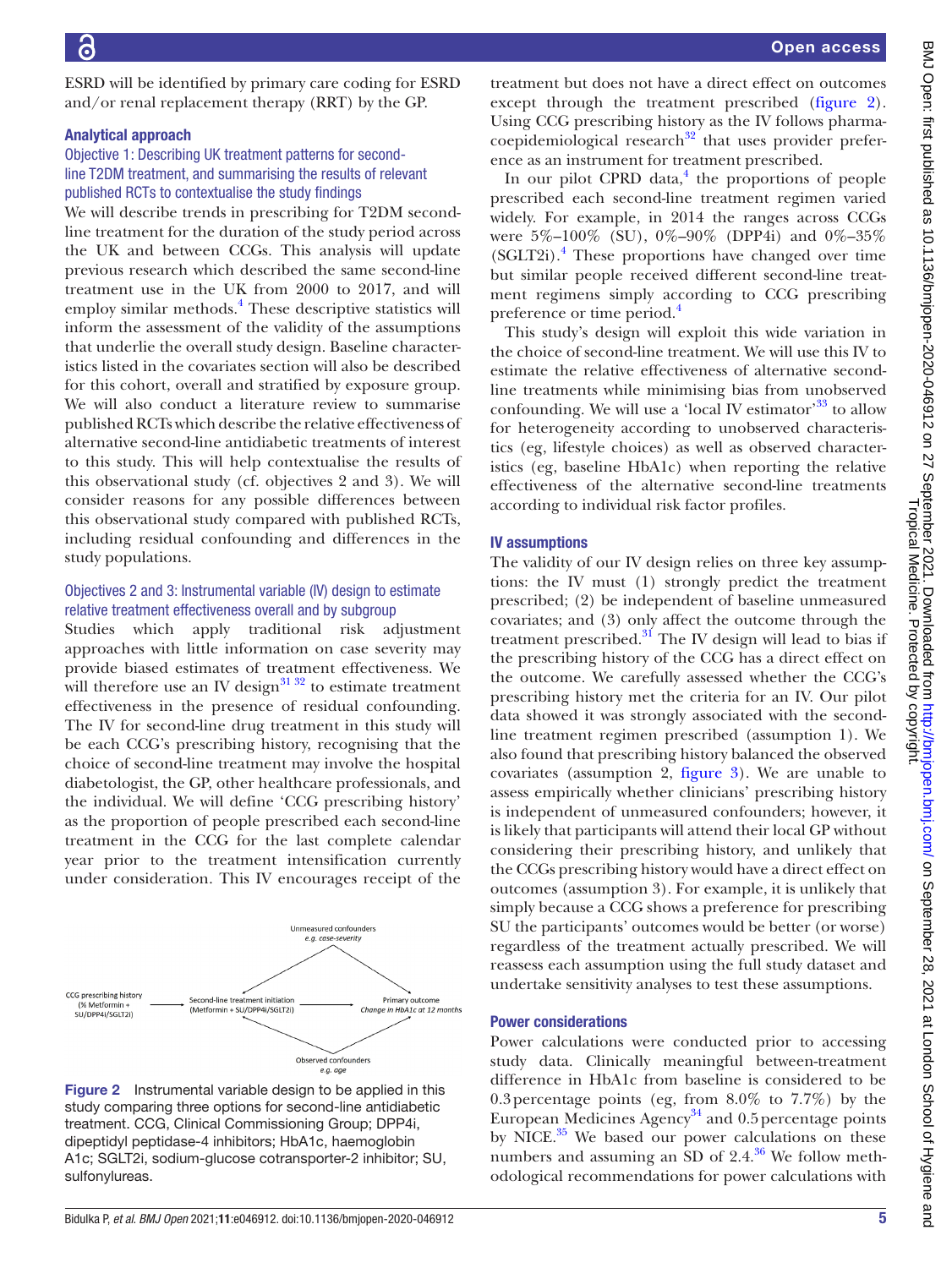ESRD will be identified by primary care coding for ESRD and/or renal replacement therapy (RRT) by the GP.

### Analytical approach

#### Objective 1: Describing UK treatment patterns for second-line T2DM treatment, and summarising the results of relevant published RCTs to contextualise the study findings

We will describe trends in prescribing for T2DM second-line treatment for the duration of the study period across the UK and between CCGs. This analysis will update previous research which described the same second-line treatment use in the UK from 2000 to 2017, and will employ similar methods.[4] These descriptive statistics will inform the assessment of the validity of the assumptions that underlie the overall study design. Baseline characteristics listed in the covariates section will also be described for this cohort, overall and stratified by exposure group. We will also conduct a literature review to summarise published RCTs which describe the relative effectiveness of alternative second-line antidiabetic treatments of interest to this study. This will help contextualise the results of this observational study (cf. objectives 2 and 3). We will consider reasons for any possible differences between this observational study compared with published RCTs, including residual confounding and differences in the study populations.

#### Objectives 2 and 3: Instrumental variable (IV) design to estimate relative treatment effectiveness overall and by subgroup

Studies which apply traditional risk adjustment approaches with little information on case severity may provide biased estimates of treatment effectiveness. We will therefore use an IV design[31,32] to estimate treatment effectiveness in the presence of residual confounding. The IV for second-line drug treatment in this study will be each CCG's prescribing history, recognising that the choice of second-line treatment may involve the hospital diabetologist, the GP, other healthcare professionals, and the individual. We will define 'CCG prescribing history' as the proportion of people prescribed each second-line treatment in the CCG for the last complete calendar year prior to the treatment intensification currently under consideration. This IV encourages receipt of the treatment but does not have a direct effect on outcomes except through the treatment prescribed (figure 2). Using CCG prescribing history as the IV follows pharmacoepidemiological research[32] that uses provider preference as an instrument for treatment prescribed.

Figure 2 Instrumental variable design to be applied in this study comparing three options for second-line antidiabetic treatment. CCG, Clinical Commissioning Group; DPP4i, dipeptidyl peptidase-4 inhibitors; HbA1c, haemoglobin A1c; SGLT2i, sodium-glucose cotransporter-2 inhibitor; SU, sulfonylureas.

In our pilot CPRD data,[4] the proportions of people prescribed each second-line treatment regimen varied widely. For example, in 2014 the ranges across CCGs were 5%–100% (SU), 0%–90% (DPP4i) and 0%–35% (SGLT2i).[4] These proportions have changed over time but similar people received different second-line treatment regimens simply according to CCG prescribing preference or time period.[4]

This study's design will exploit this wide variation in the choice of second-line treatment. We will use this IV to estimate the relative effectiveness of alternative second-line treatments while minimising bias from unobserved confounding. We will use a 'local IV estimator'[33] to allow for heterogeneity according to unobserved characteristics (eg, lifestyle choices) as well as observed characteristics (eg, baseline HbA1c) when reporting the relative effectiveness of the alternative second-line treatments according to individual risk factor profiles.

### IV assumptions

The validity of our IV design relies on three key assumptions: the IV must (1) strongly predict the treatment prescribed; (2) be independent of baseline unmeasured covariates; and (3) only affect the outcome through the treatment prescribed.[31] The IV design will lead to bias if the prescribing history of the CCG has a direct effect on the outcome. We carefully assessed whether the CCG's prescribing history met the criteria for an IV. Our pilot data showed it was strongly associated with the second-line treatment regimen prescribed (assumption 1). We also found that prescribing history balanced the observed covariates (assumption 2, figure 3). We are unable to assess empirically whether clinicians' prescribing history is independent of unmeasured confounders; however, it is likely that participants will attend their local GP without considering their prescribing history, and unlikely that the CCGs prescribing history would have a direct effect on outcomes (assumption 3). For example, it is unlikely that simply because a CCG shows a preference for prescribing SU the participants' outcomes would be better (or worse) regardless of the treatment actually prescribed. We will reassess each assumption using the full study dataset and undertake sensitivity analyses to test these assumptions.

### Power considerations

Power calculations were conducted prior to accessing study data. Clinically meaningful between-treatment difference in HbA1c from baseline is considered to be 0.3 percentage points (eg, from 8.0% to 7.7%) by the European Medicines Agency[34] and 0.5 percentage points by NICE.[35] We based our power calculations on these numbers and assuming an SD of 2.4.[36] We follow methodological recommendations for power calculations with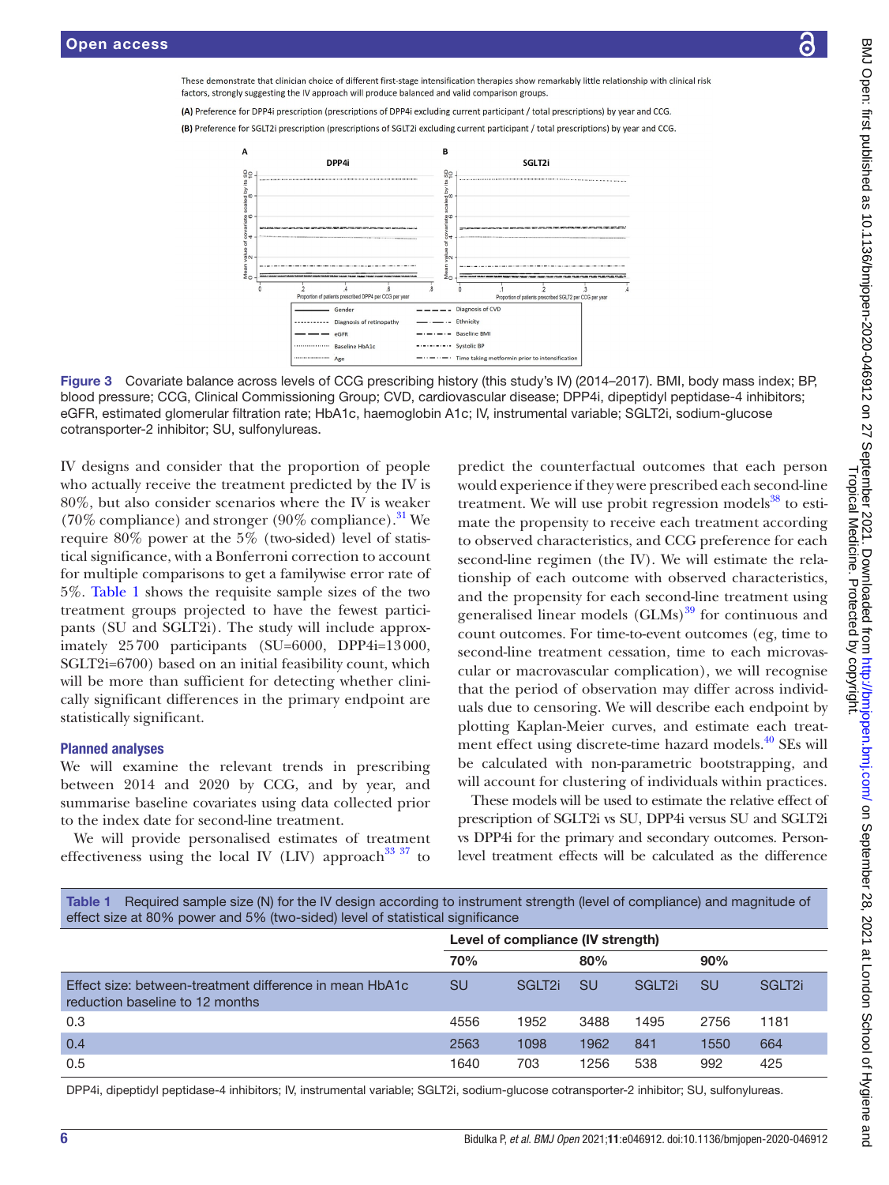These demonstrate that clinician choice of different first-stage intensification therapies show remarkably little relationship with clinical risk factors, strongly suggesting the IV approach will produce balanced and valid comparison groups.

(A) Preference for DPP4i prescription (prescriptions of DPP4i excluding current participant / total prescriptions) by year and CCG.

(B) Preference for SGLT2i prescription (prescriptions of SGLT2i excluding current participant / total prescriptions) by year and CCG.

Figure 3 Covariate balance across levels of CCG prescribing history (this study's IV) (2014–2017). BMI, body mass index; BP, blood pressure; CCG, Clinical Commissioning Group; CVD, cardiovascular disease; DPP4i, dipeptidyl peptidase-4 inhibitors; eGFR, estimated glomerular filtration rate; HbA1c, haemoglobin A1c; IV, instrumental variable; SGLT2i, sodium-glucose cotransporter-2 inhibitor; SU, sulfonylureas.

IV designs and consider that the proportion of people who actually receive the treatment predicted by the IV is 80%, but also consider scenarios where the IV is weaker (70% compliance) and stronger (90% compliance).[31] We require 80% power at the 5% (two-sided) level of statistical significance, with a Bonferroni correction to account for multiple comparisons to get a familywise error rate of 5%. Table 1 shows the requisite sample sizes of the two treatment groups projected to have the fewest participants (SU and SGLT2i). The study will include approximately 25 700 participants (SU=6000, DPP4i=13 000, SGLT2i=6700) based on an initial feasibility count, which will be more than sufficient for detecting whether clinically significant differences in the primary endpoint are statistically significant.

### Planned analyses

We will examine the relevant trends in prescribing between 2014 and 2020 by CCG, and by year, and summarise baseline covariates using data collected prior to the index date for second-line treatment.

We will provide personalised estimates of treatment effectiveness using the local IV (LIV) approach[33 37] to predict the counterfactual outcomes that each person would experience if they were prescribed each second-line treatment. We will use probit regression models[38] to estimate the propensity to receive each treatment according to observed characteristics, and CCG preference for each second-line regimen (the IV). We will estimate the relationship of each outcome with observed characteristics, and the propensity for each second-line treatment using generalised linear models (GLMs)[39] for continuous and count outcomes. For time-to-event outcomes (eg, time to second-line treatment cessation, time to each microvascular or macrovascular complication), we will recognise that the period of observation may differ across individuals due to censoring. We will describe each endpoint by plotting Kaplan-Meier curves, and estimate each treatment effect using discrete-time hazard models.[40] SEs will be calculated with non-parametric bootstrapping, and will account for clustering of individuals within practices.

These models will be used to estimate the relative effect of prescription of SGLT2i vs SU, DPP4i versus SU and SGLT2i vs DPP4i for the primary and secondary outcomes. Person-level treatment effects will be calculated as the difference

Table 1 Required sample size (N) for the IV design according to instrument strength (level of compliance) and magnitude of effect size at 80% power and 5% (two-sided) level of statistical significance

| | Level of compliance (IV strength) | | | | | |
|---|---|---|---|---|---|---|
| | 70% | | 80% | | 90% | |
| Effect size: between-treatment difference in mean HbA1c reduction baseline to 12 months | SU | SGLT2i | SU | SGLT2i | SU | SGLT2i |
| 0.3 | 4556 | 1952 | 3488 | 1495 | 2756 | 1181 |
| 0.4 | 2563 | 1098 | 1962 | 841 | 1550 | 664 |
| 0.5 | 1640 | 703 | 1256 | 538 | 992 | 425 |

DPP4i, dipeptidyl peptidase-4 inhibitors; IV, instrumental variable; SGLT2i, sodium-glucose cotransporter-2 inhibitor; SU, sulfonylureas.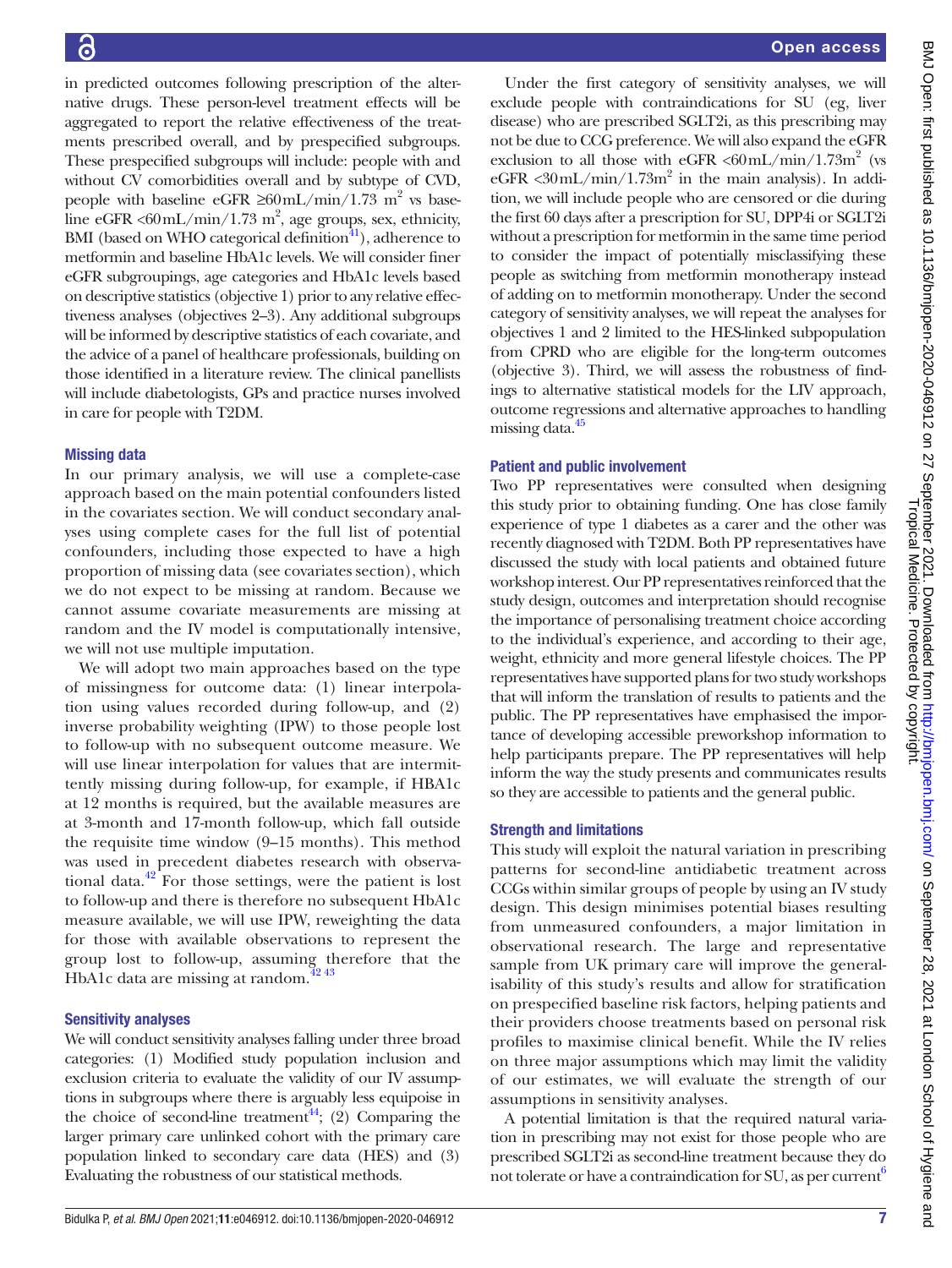in predicted outcomes following prescription of the alternative drugs. These person-level treatment effects will be aggregated to report the relative effectiveness of the treatments prescribed overall, and by prespecified subgroups. These prespecified subgroups will include: people with and without CV comorbidities overall and by subtype of CVD, people with baseline eGFR ≥60 mL/min/1.73 $m^2$ vs baseline eGFR <60 mL/min/1.73 $m^2$, age groups, sex, ethnicity, BMI (based on WHO categorical definition[41]), adherence to metformin and baseline HbA1c levels. We will consider finer eGFR subgroupings, age categories and HbA1c levels based on descriptive statistics (objective 1) prior to any relative effectiveness analyses (objectives 2–3). Any additional subgroups will be informed by descriptive statistics of each covariate, and the advice of a panel of healthcare professionals, building on those identified in a literature review. The clinical panellists will include diabetologists, GPs and practice nurses involved in care for people with T2DM.

## Missing data

In our primary analysis, we will use a complete-case approach based on the main potential confounders listed in the covariates section. We will conduct secondary analyses using complete cases for the full list of potential confounders, including those expected to have a high proportion of missing data (see covariates section), which we do not expect to be missing at random. Because we cannot assume covariate measurements are missing at random and the IV model is computationally intensive, we will not use multiple imputation.

We will adopt two main approaches based on the type of missingness for outcome data: (1) linear interpolation using values recorded during follow-up, and (2) inverse probability weighting (IPW) to those people lost to follow-up with no subsequent outcome measure. We will use linear interpolation for values that are intermittently missing during follow-up, for example, if HBA1c at 12 months is required, but the available measures are at 3-month and 17-month follow-up, which fall outside the requisite time window (9–15 months). This method was used in precedent diabetes research with observational data.[42] For those settings, were the patient is lost to follow-up and there is therefore no subsequent HbA1c measure available, we will use IPW, reweighting the data for those with available observations to represent the group lost to follow-up, assuming therefore that the HbA1c data are missing at random.[42,43]

## Sensitivity analyses

We will conduct sensitivity analyses falling under three broad categories: (1) Modified study population inclusion and exclusion criteria to evaluate the validity of our IV assumptions in subgroups where there is arguably less equipoise in the choice of second-line treatment[44]; (2) Comparing the larger primary care unlinked cohort with the primary care population linked to secondary care data (HES) and (3) Evaluating the robustness of our statistical methods.

Under the first category of sensitivity analyses, we will exclude people with contraindications for SU (eg, liver disease) who are prescribed SGLT2i, as this prescribing may not be due to CCG preference. We will also expand the eGFR exclusion to all those with eGFR <60 mL/min/1.73$m^2$ (vs eGFR <30 mL/min/1.73$m^2$ in the main analysis). In addition, we will include people who are censored or die during the first 60 days after a prescription for SU, DPP4i or SGLT2i without a prescription for metformin in the same time period to consider the impact of potentially misclassifying these people as switching from metformin monotherapy instead of adding on to metformin monotherapy. Under the second category of sensitivity analyses, we will repeat the analyses for objectives 1 and 2 limited to the HES-linked subpopulation from CPRD who are eligible for the long-term outcomes (objective 3). Third, we will assess the robustness of findings to alternative statistical models for the LIV approach, outcome regressions and alternative approaches to handling missing data.[45]

## Patient and public involvement

Two PP representatives were consulted when designing this study prior to obtaining funding. One has close family experience of type 1 diabetes as a carer and the other was recently diagnosed with T2DM. Both PP representatives have discussed the study with local patients and obtained future workshop interest. Our PP representatives reinforced that the study design, outcomes and interpretation should recognise the importance of personalising treatment choice according to the individual's experience, and according to their age, weight, ethnicity and more general lifestyle choices. The PP representatives have supported plans for two study workshops that will inform the translation of results to patients and the public. The PP representatives have emphasised the importance of developing accessible preworkshop information to help participants prepare. The PP representatives will help inform the way the study presents and communicates results so they are accessible to patients and the general public.

## Strength and limitations

This study will exploit the natural variation in prescribing patterns for second-line antidiabetic treatment across CCGs within similar groups of people by using an IV study design. This design minimises potential biases resulting from unmeasured confounders, a major limitation in observational research. The large and representative sample from UK primary care will improve the generalisability of this study's results and allow for stratification on prespecified baseline risk factors, helping patients and their providers choose treatments based on personal risk profiles to maximise clinical benefit. While the IV relies on three major assumptions which may limit the validity of our estimates, we will evaluate the strength of our assumptions in sensitivity analyses.

A potential limitation is that the required natural variation in prescribing may not exist for those people who are prescribed SGLT2i as second-line treatment because they do not tolerate or have a contraindication for SU, as per current[6]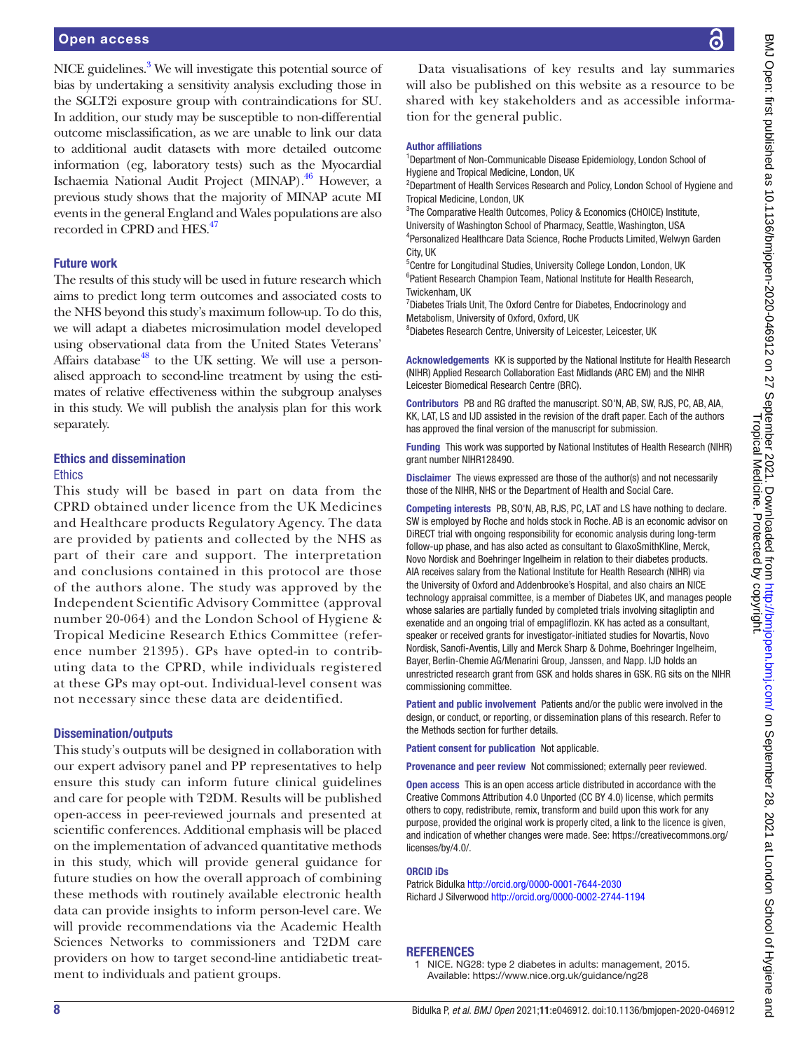NICE guidelines.[3] We will investigate this potential source of bias by undertaking a sensitivity analysis excluding those in the SGLT2i exposure group with contraindications for SU. In addition, our study may be susceptible to non-differential outcome misclassification, as we are unable to link our data to additional audit datasets with more detailed outcome information (eg, laboratory tests) such as the Myocardial Ischaemia National Audit Project (MINAP).[46] However, a previous study shows that the majority of MINAP acute MI events in the general England and Wales populations are also recorded in CPRD and HES.[47]

### Future work

The results of this study will be used in future research which aims to predict long term outcomes and associated costs to the NHS beyond this study's maximum follow-up. To do this, we will adapt a diabetes microsimulation model developed using observational data from the United States Veterans' Affairs database[48] to the UK setting. We will use a personalised approach to second-line treatment by using the estimates of relative effectiveness within the subgroup analyses in this study. We will publish the analysis plan for this work separately.

### Ethics and dissemination

#### Ethics

This study will be based in part on data from the CPRD obtained under licence from the UK Medicines and Healthcare products Regulatory Agency. The data are provided by patients and collected by the NHS as part of their care and support. The interpretation and conclusions contained in this protocol are those of the authors alone. The study was approved by the Independent Scientific Advisory Committee (approval number 20-064) and the London School of Hygiene & Tropical Medicine Research Ethics Committee (reference number 21395). GPs have opted-in to contributing data to the CPRD, while individuals registered at these GPs may opt-out. Individual-level consent was not necessary since these data are deidentified.

### Dissemination/outputs

This study's outputs will be designed in collaboration with our expert advisory panel and PP representatives to help ensure this study can inform future clinical guidelines and care for people with T2DM. Results will be published open-access in peer-reviewed journals and presented at scientific conferences. Additional emphasis will be placed on the implementation of advanced quantitative methods in this study, which will provide general guidance for future studies on how the overall approach of combining these methods with routinely available electronic health data can provide insights to inform person-level care. We will provide recommendations via the Academic Health Sciences Networks to commissioners and T2DM care providers on how to target second-line antidiabetic treatment to individuals and patient groups.

Data visualisations of key results and lay summaries will also be published on this website as a resource to be shared with key stakeholders and as accessible information for the general public.

**Author affiliations**

[1]Department of Non-Communicable Disease Epidemiology, London School of Hygiene and Tropical Medicine, London, UK
[2]Department of Health Services Research and Policy, London School of Hygiene and Tropical Medicine, London, UK
[3]The Comparative Health Outcomes, Policy & Economics (CHOICE) Institute, University of Washington School of Pharmacy, Seattle, Washington, USA
[4]Personalized Healthcare Data Science, Roche Products Limited, Welwyn Garden City, UK
[5]Centre for Longitudinal Studies, University College London, London, UK
[6]Patient Research Champion Team, National Institute for Health Research, Twickenham, UK
[7]Diabetes Trials Unit, The Oxford Centre for Diabetes, Endocrinology and Metabolism, University of Oxford, Oxford, UK
[8]Diabetes Research Centre, University of Leicester, Leicester, UK

**Acknowledgements** KK is supported by the National Institute for Health Research (NIHR) Applied Research Collaboration East Midlands (ARC EM) and the NIHR Leicester Biomedical Research Centre (BRC).

**Contributors** PB and RG drafted the manuscript. SO'N, AB, SW, RJS, PC, AB, AIA, KK, LAT, LS and IJD assisted in the revision of the draft paper. Each of the authors has approved the final version of the manuscript for submission.

**Funding** This work was supported by National Institutes of Health Research (NIHR) grant number NIHR128490.

**Disclaimer** The views expressed are those of the author(s) and not necessarily those of the NIHR, NHS or the Department of Health and Social Care.

**Competing interests** PB, SO'N, AB, RJS, PC, LAT and LS have nothing to declare. SW is employed by Roche and holds stock in Roche. AB is an economic advisor on DiRECT trial with ongoing responsibility for economic analysis during long-term follow-up phase, and has also acted as consultant to GlaxoSmithKline, Merck, Novo Nordisk and Boehringer Ingelheim in relation to their diabetes products. AIA receives salary from the National Institute for Health Research (NIHR) via the University of Oxford and Addenbrooke's Hospital, and also chairs an NICE technology appraisal committee, is a member of Diabetes UK, and manages people whose salaries are partially funded by completed trials involving sitagliptin and exenatide and an ongoing trial of empagliflozin. KK has acted as a consultant, speaker or received grants for investigator-initiated studies for Novartis, Novo Nordisk, Sanofi-Aventis, Lilly and Merck Sharp & Dohme, Boehringer Ingelheim, Bayer, Berlin-Chemie AG/Menarini Group, Janssen, and Napp. IJD holds an unrestricted research grant from GSK and holds shares in GSK. RG sits on the NIHR commissioning committee.

**Patient and public involvement** Patients and/or the public were involved in the design, or conduct, or reporting, or dissemination plans of this research. Refer to the Methods section for further details.

**Patient consent for publication** Not applicable.

**Provenance and peer review** Not commissioned; externally peer reviewed.

**Open access** This is an open access article distributed in accordance with the Creative Commons Attribution 4.0 Unported (CC BY 4.0) license, which permits others to copy, redistribute, remix, transform and build upon this work for any purpose, provided the original work is properly cited, a link to the licence is given, and indication of whether changes were made. See: https://creativecommons.org/licenses/by/4.0/.

**ORCID iDs**

Patrick Bidulka http://orcid.org/0000-0001-7644-2030
Richard J Silverwood http://orcid.org/0000-0002-2744-1194

## REFERENCES

1. NICE. NG28: type 2 diabetes in adults: management, 2015. Available: https://www.nice.org.uk/guidance/ng28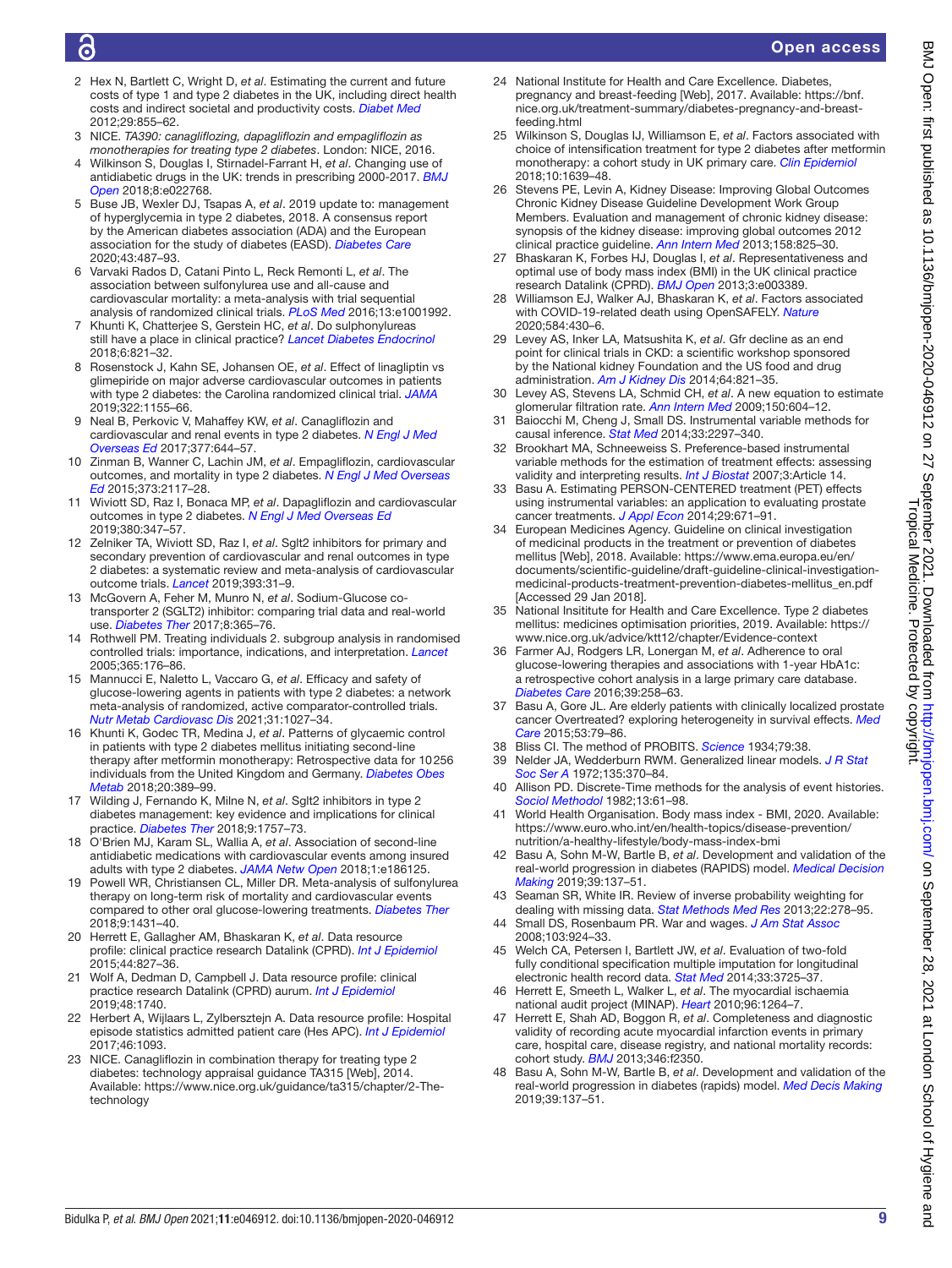2 Hex N, Bartlett C, Wright D, *et al*. Estimating the current and future costs of type 1 and type 2 diabetes in the UK, including direct health costs and indirect societal and productivity costs. *Diabet Med* 2012;29:855–62.

3 NICE. *TA390: canagliflozing, dapagliflozin and empagliflozin as monotherapies for treating type 2 diabetes*. London: NICE, 2016.

4 Wilkinson S, Douglas I, Stirnadel-Farrant H, *et al*. Changing use of antidiabetic drugs in the UK: trends in prescribing 2000-2017. *BMJ Open* 2018;8:e022768.

5 Buse JB, Wexler DJ, Tsapas A, *et al*. 2019 update to: management of hyperglycemia in type 2 diabetes, 2018. A consensus report by the American diabetes association (ADA) and the European association for the study of diabetes (EASD). *Diabetes Care* 2020;43:487–93.

6 Varvaki Rados D, Catani Pinto L, Reck Remonti L, *et al*. The association between sulfonylurea use and all-cause and cardiovascular mortality: a meta-analysis with trial sequential analysis of randomized clinical trials. *PLoS Med* 2016;13:e1001992.

7 Khunti K, Chatterjee S, Gerstein HC, *et al*. Do sulphonylureas still have a place in clinical practice? *Lancet Diabetes Endocrinol* 2018;6:821–32.

8 Rosenstock J, Kahn SE, Johansen OE, *et al*. Effect of linagliptin vs glimepiride on major adverse cardiovascular outcomes in patients with type 2 diabetes: the Carolina randomized clinical trial. *JAMA* 2019;322:1155–66.

9 Neal B, Perkovic V, Mahaffey KW, *et al*. Canagliflozin and cardiovascular and renal events in type 2 diabetes. *N Engl J Med Overseas Ed* 2017;377:644–57.

10 Zinman B, Wanner C, Lachin JM, *et al*. Empagliflozin, cardiovascular outcomes, and mortality in type 2 diabetes. *N Engl J Med Overseas Ed* 2015;373:2117–28.

11 Wiviott SD, Raz I, Bonaca MP, *et al*. Dapagliflozin and cardiovascular outcomes in type 2 diabetes. *N Engl J Med Overseas Ed* 2019;380:347–57.

12 Zelniker TA, Wiviott SD, Raz I, *et al*. Sglt2 inhibitors for primary and secondary prevention of cardiovascular and renal outcomes in type 2 diabetes: a systematic review and meta-analysis of cardiovascular outcome trials. *Lancet* 2019;393:31–9.

13 McGovern A, Feher M, Munro N, *et al*. Sodium-Glucose co-transporter 2 (SGLT2) inhibitor: comparing trial data and real-world use. *Diabetes Ther* 2017;8:365–76.

14 Rothwell PM. Treating individuals 2. subgroup analysis in randomised controlled trials: importance, indications, and interpretation. *Lancet* 2005;365:176–86.

15 Mannucci E, Naletto L, Vaccaro G, *et al*. Efficacy and safety of glucose-lowering agents in patients with type 2 diabetes: a network meta-analysis of randomized, active comparator-controlled trials. *Nutr Metab Cardiovasc Dis* 2021;31:1027–34.

16 Khunti K, Godec TR, Medina J, *et al*. Patterns of glycaemic control in patients with type 2 diabetes mellitus initiating second-line therapy after metformin monotherapy: Retrospective data for 10 256 individuals from the United Kingdom and Germany. *Diabetes Obes Metab* 2018;20:389–99.

17 Wilding J, Fernando K, Milne N, *et al*. Sglt2 inhibitors in type 2 diabetes management: key evidence and implications for clinical practice. *Diabetes Ther* 2018;9:1757–73.

18 O'Brien MJ, Karam SL, Wallia A, *et al*. Association of second-line antidiabetic medications with cardiovascular events among insured adults with type 2 diabetes. *JAMA Netw Open* 2018;1:e186125.

19 Powell WR, Christiansen CL, Miller DR. Meta-analysis of sulfonylurea therapy on long-term risk of mortality and cardiovascular events compared to other oral glucose-lowering treatments. *Diabetes Ther* 2018;9:1431–40.

20 Herrett E, Gallagher AM, Bhaskaran K, *et al*. Data resource profile: clinical practice research Datalink (CPRD). *Int J Epidemiol* 2015;44:827–36.

21 Wolf A, Dedman D, Campbell J. Data resource profile: clinical practice research Datalink (CPRD) aurum. *Int J Epidemiol* 2019;48:1740.

22 Herbert A, Wijlaars L, Zylbersztejn A. Data resource profile: Hospital episode statistics admitted patient care (Hes APC). *Int J Epidemiol* 2017;46:1093.

23 NICE. Canagliflozin in combination therapy for treating type 2 diabetes: technology appraisal guidance TA315 [Web], 2014. Available: https://www.nice.org.uk/guidance/ta315/chapter/2-The-technology

24 National Institute for Health and Care Excellence. Diabetes, pregnancy and breast-feeding [Web], 2017. Available: https://bnf.nice.org.uk/treatment-summary/diabetes-pregnancy-and-breast-feeding.html

25 Wilkinson S, Douglas IJ, Williamson E, *et al*. Factors associated with choice of intensification treatment for type 2 diabetes after metformin monotherapy: a cohort study in UK primary care. *Clin Epidemiol* 2018;10:1639–48.

26 Stevens PE, Levin A, Kidney Disease: Improving Global Outcomes Chronic Kidney Disease Guideline Development Work Group Members. Evaluation and management of chronic kidney disease: synopsis of the kidney disease: improving global outcomes 2012 clinical practice guideline. *Ann Intern Med* 2013;158:825–30.

27 Bhaskaran K, Forbes HJ, Douglas I, *et al*. Representativeness and optimal use of body mass index (BMI) in the UK clinical practice research Datalink (CPRD). *BMJ Open* 2013;3:e003389.

28 Williamson EJ, Walker AJ, Bhaskaran K, *et al*. Factors associated with COVID-19-related death using OpenSAFELY. *Nature* 2020;584:430–6.

29 Levey AS, Inker LA, Matsushita K, *et al*. Gfr decline as an end point for clinical trials in CKD: a scientific workshop sponsored by the National kidney Foundation and the US food and drug administration. *Am J Kidney Dis* 2014;64:821–35.

30 Levey AS, Stevens LA, Schmid CH, *et al*. A new equation to estimate glomerular filtration rate. *Ann Intern Med* 2009;150:604–12.

31 Baiocchi M, Cheng J, Small DS. Instrumental variable methods for causal inference. *Stat Med* 2014;33:2297–340.

32 Brookhart MA, Schneeweiss S. Preference-based instrumental variable methods for the estimation of treatment effects: assessing validity and interpreting results. *Int J Biostat* 2007;3:Article 14.

33 Basu A. Estimating PERSON-CENTERED treatment (PET) effects using instrumental variables: an application to evaluating prostate cancer treatments. *J Appl Econ* 2014;29:671–91.

34 European Medicines Agency. Guideline on clinical investigation of medicinal products in the treatment or prevention of diabetes mellitus [Web], 2018. Available: https://www.ema.europa.eu/en/documents/scientific-guideline/draft-guideline-clinical-investigation-medicinal-products-treatment-prevention-diabetes-mellitus_en.pdf [Accessed 29 Jan 2018].

35 National Insititute for Health and Care Excellence. Type 2 diabetes mellitus: medicines optimisation priorities, 2019. Available: https://www.nice.org.uk/advice/ktt12/chapter/Evidence-context

36 Farmer AJ, Rodgers LR, Lonergan M, *et al*. Adherence to oral glucose-lowering therapies and associations with 1-year HbA1c: a retrospective cohort analysis in a large primary care database. *Diabetes Care* 2016;39:258–63.

37 Basu A, Gore JL. Are elderly patients with clinically localized prostate cancer Overtreated? exploring heterogeneity in survival effects. *Med Care* 2015;53:79–86.

38 Bliss CI. The method of PROBITS. *Science* 1934;79:38.

39 Nelder JA, Wedderburn RWM. Generalized linear models. *J R Stat Soc Ser A* 1972;135:370–84.

40 Allison PD. Discrete-Time methods for the analysis of event histories. *Sociol Methodol* 1982;13:61–98.

41 World Health Organisation. Body mass index - BMI, 2020. Available: https://www.euro.who.int/en/health-topics/disease-prevention/nutrition/a-healthy-lifestyle/body-mass-index-bmi

42 Basu A, Sohn M-W, Bartle B, *et al*. Development and validation of the real-world progression in diabetes (RAPIDS) model. *Medical Decision Making* 2019;39:137–51.

43 Seaman SR, White IR. Review of inverse probability weighting for dealing with missing data. *Stat Methods Med Res* 2013;22:278–95.

44 Small DS, Rosenbaum PR. War and wages. *J Am Stat Assoc* 2008;103:924–33.

45 Welch CA, Petersen I, Bartlett JW, *et al*. Evaluation of two-fold fully conditional specification multiple imputation for longitudinal electronic health record data. *Stat Med* 2014;33:3725–37.

46 Herrett E, Smeeth L, Walker L, *et al*. The myocardial ischaemia national audit project (MINAP). *Heart* 2010;96:1264–7.

47 Herrett E, Shah AD, Boggon R, *et al*. Completeness and diagnostic validity of recording acute myocardial infarction events in primary care, hospital care, disease registry, and national mortality records: cohort study. *BMJ* 2013;346:f2350.

48 Basu A, Sohn M-W, Bartle B, *et al*. Development and validation of the real-world progression in diabetes (rapids) model. *Med Decis Making* 2019;39:137–51.